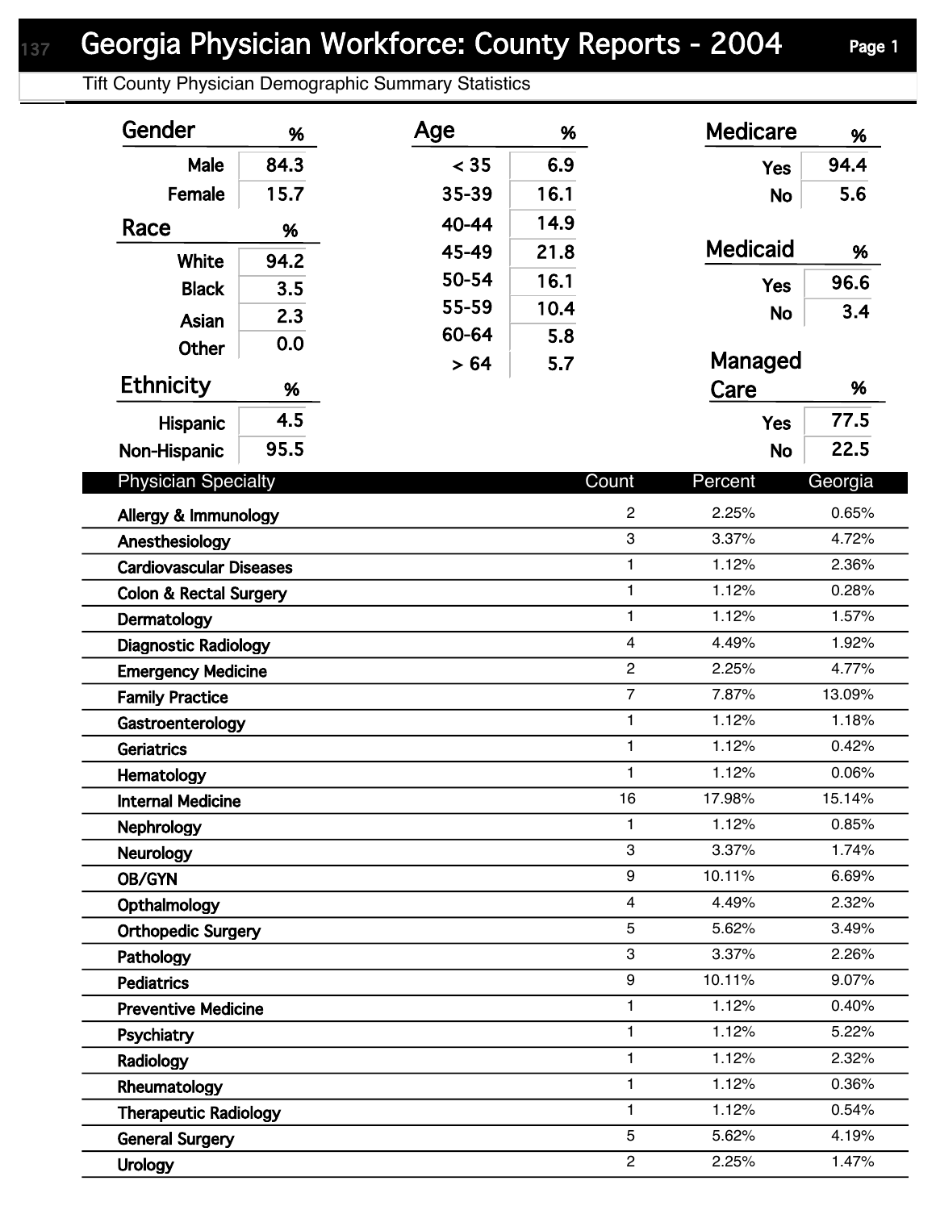# Georgia Physician Workforce: County Reports - 2004

Tift County Physician Demographic Summary Statistics

| Gender | % |
|---|---|
| Male | 84.3 |
| Female | 15.7 |

| Race | % |
|---|---|
| White | 94.2 |
| Black | 3.5 |
| Asian | 2.3 |
| Other | 0.0 |

| Ethnicity | % |
|---|---|
| Hispanic | 4.5 |
| Non-Hispanic | 95.5 |

| Age | % |
|---|---|
| < 35 | 6.9 |
| 35-39 | 16.1 |
| 40-44 | 14.9 |
| 45-49 | 21.8 |
| 50-54 | 16.1 |
| 55-59 | 10.4 |
| 60-64 | 5.8 |
| > 64 | 5.7 |

| Medicare | % |
|---|---|
| Yes | 94.4 |
| No | 5.6 |

| Medicaid | % |
|---|---|
| Yes | 96.6 |
| No | 3.4 |

| Managed Care | % |
|---|---|
| Yes | 77.5 |
| No | 22.5 |

| Physician Specialty | Count | Percent | Georgia |
|---|---|---|---|
| Allergy & Immunology | 2 | 2.25% | 0.65% |
| Anesthesiology | 3 | 3.37% | 4.72% |
| Cardiovascular Diseases | 1 | 1.12% | 2.36% |
| Colon & Rectal Surgery | 1 | 1.12% | 0.28% |
| Dermatology | 1 | 1.12% | 1.57% |
| Diagnostic Radiology | 4 | 4.49% | 1.92% |
| Emergency Medicine | 2 | 2.25% | 4.77% |
| Family Practice | 7 | 7.87% | 13.09% |
| Gastroenterology | 1 | 1.12% | 1.18% |
| Geriatrics | 1 | 1.12% | 0.42% |
| Hematology | 1 | 1.12% | 0.06% |
| Internal Medicine | 16 | 17.98% | 15.14% |
| Nephrology | 1 | 1.12% | 0.85% |
| Neurology | 3 | 3.37% | 1.74% |
| OB/GYN | 9 | 10.11% | 6.69% |
| Opthalmology | 4 | 4.49% | 2.32% |
| Orthopedic Surgery | 5 | 5.62% | 3.49% |
| Pathology | 3 | 3.37% | 2.26% |
| Pediatrics | 9 | 10.11% | 9.07% |
| Preventive Medicine | 1 | 1.12% | 0.40% |
| Psychiatry | 1 | 1.12% | 5.22% |
| Radiology | 1 | 1.12% | 2.32% |
| Rheumatology | 1 | 1.12% | 0.36% |
| Therapeutic Radiology | 1 | 1.12% | 0.54% |
| General Surgery | 5 | 5.62% | 4.19% |
| Urology | 2 | 2.25% | 1.47% |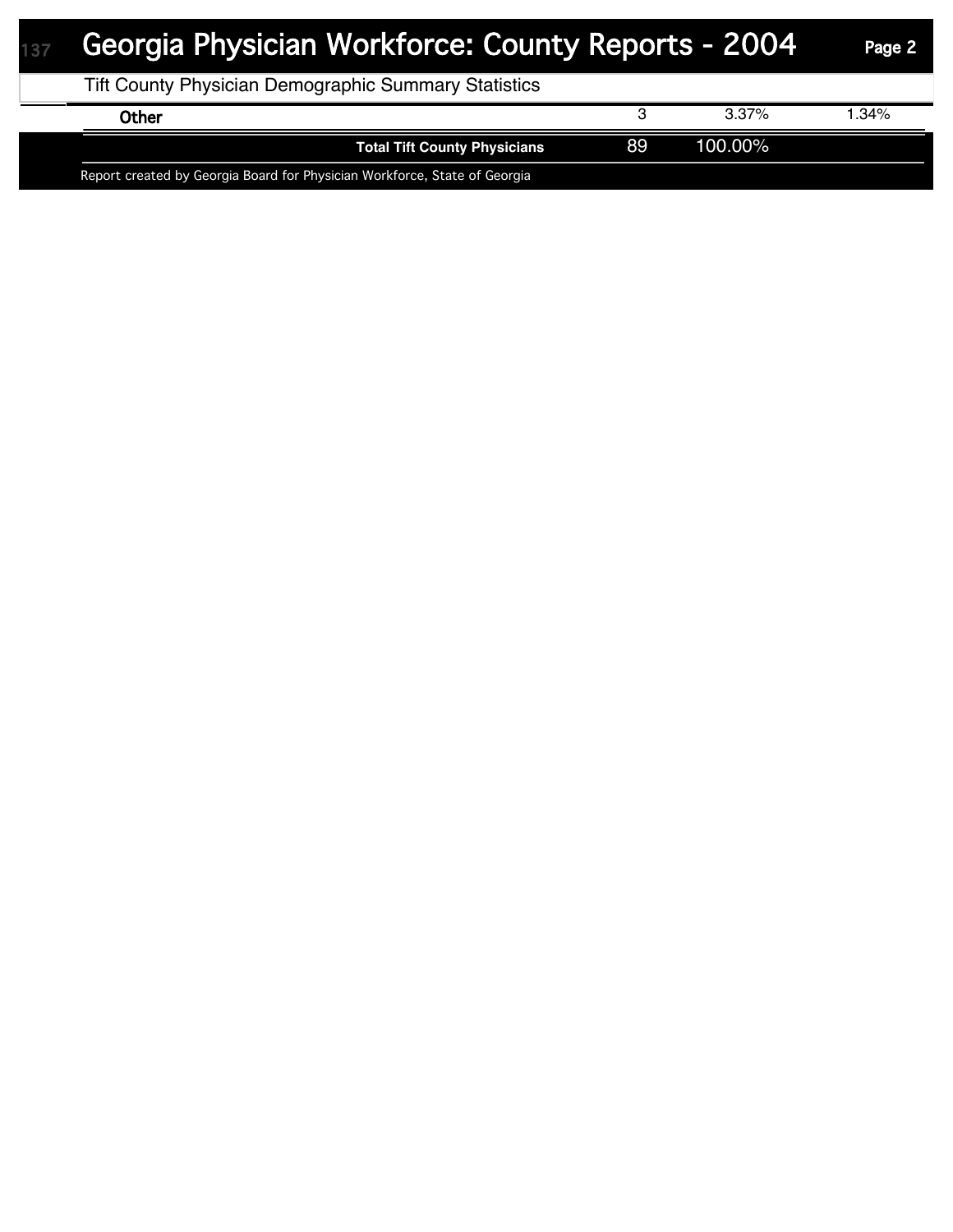## Tift County Physician Demographic Summary Statistics

| | | | |
|---|---|---|---|
| **Other** | 3 | 3.37% | 1.34% |
| **Total Tift County Physicians** | 89 | 100.00% | |

Report created by Georgia Board for Physician Workforce, State of Georgia